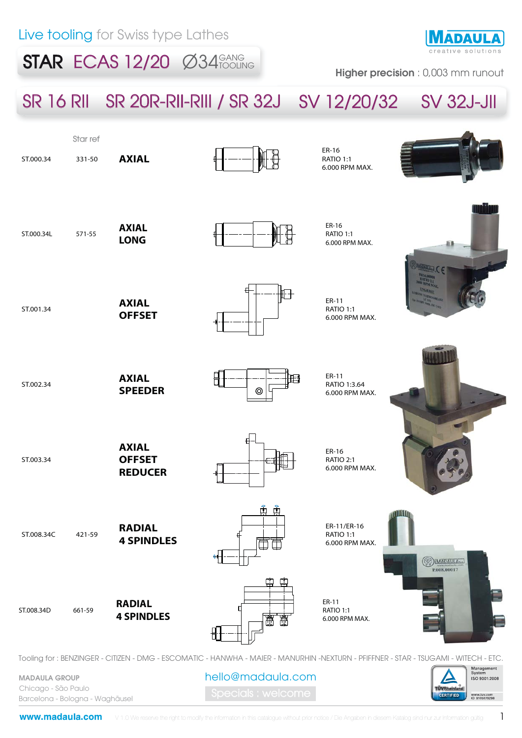# Live tooling for Swiss type Lathes

MADAULA
creative solutions

## STAR ECAS 12/20 ∅34 GANG TOOLING

**Higher precision** : 0,003 mm runout

## SR 16 RII SR 20R-RII-RIII / SR 32J SV 12/20/32 SV 32J-JII

| | Star ref | | |
|---|---|---|---|
| ST.000.34 | 331-50 | **AXIAL** | ER-16<br>RATIO 1:1<br>6.000 RPM MAX. |
| ST.000.34L | 571-55 | **AXIAL LONG** | ER-16<br>RATIO 1:1<br>6.000 RPM MAX. |
| ST.001.34 | | **AXIAL OFFSET** | ER-11<br>RATIO 1:1<br>6.000 RPM MAX. |
| ST.002.34 | | **AXIAL SPEEDER** | ER-11<br>RATIO 1:3.64<br>6.000 RPM MAX. |
| ST.003.34 | | **AXIAL OFFSET REDUCER** | ER-16<br>RATIO 2:1<br>6.000 RPM MAX. |
| ST.008.34C | 421-59 | **RADIAL 4 SPINDLES** | ER-11/ER-16<br>RATIO 1:1<br>6.000 RPM MAX. |
| ST.008.34D | 661-59 | **RADIAL 4 SPINDLES** | ER-11<br>RATIO 1:1<br>6.000 RPM MAX. |

Tooling for : BENZINGER - CITIZEN - DMG - ESCOMATIC - HANWHA - MAIER - MANURHIN -NEXTURN - PFIFFNER - STAR - TSUGAMI - WITECH - ETC.

MADAULA GROUP
Chicago - São Paulo
Barcelona - Bologna - Waghäusel

hello@madaula.com
Specials : welcome

Management System ISO 9001:2008
TÜVRheinland CERTIFIED
www.tuv.com ID 9105079298

www.madaula.com V 1.0 We reserve the right to modify the information in this catalogue without prior notice / Die Angaben in diesem Katalog sind nur zur Information gültig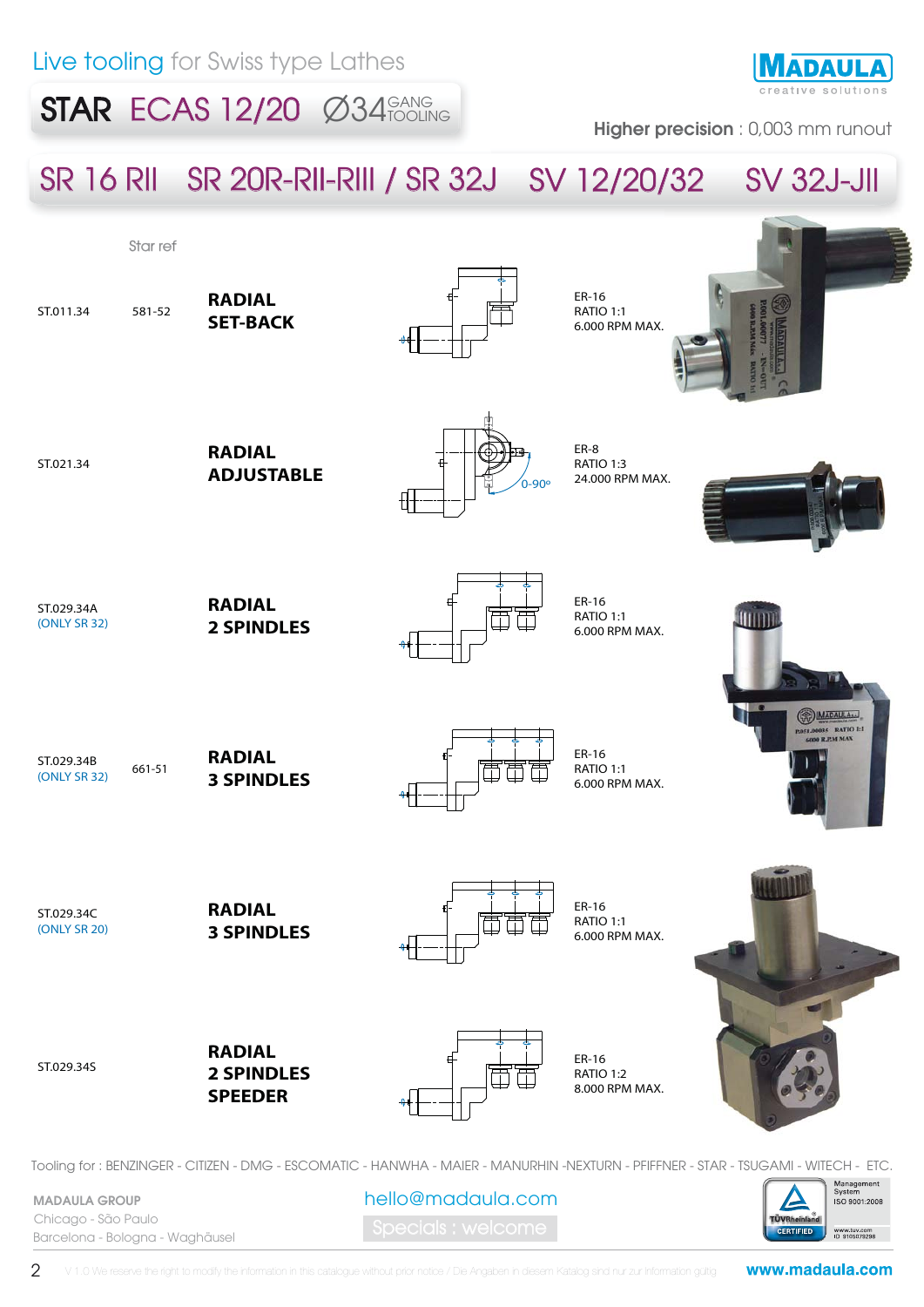Live tooling for Swiss type Lathes

MADAULA creative solutions

# STAR ECAS 12/20 Ø34 GANG TOOLING

**Higher precision** : 0,003 mm runout

## SR 16 RII SR 20R-RII-RIII / SR 32J SV 12/20/32 SV 32J-JII

| | Star ref | | |
|---|---|---|---|
| ST.011.34 | 581-52 | **RADIAL SET-BACK** | ER-16 RATIO 1:1 6.000 RPM MAX. |
| ST.021.34 | | **RADIAL ADJUSTABLE** (0-90º) | ER-8 RATIO 1:3 24.000 RPM MAX. |
| ST.029.34A (ONLY SR 32) | | **RADIAL 2 SPINDLES** | ER-16 RATIO 1:1 6.000 RPM MAX. |
| ST.029.34B (ONLY SR 32) | 661-51 | **RADIAL 3 SPINDLES** | ER-16 RATIO 1:1 6.000 RPM MAX. |
| ST.029.34C (ONLY SR 20) | | **RADIAL 3 SPINDLES** | ER-16 RATIO 1:1 6.000 RPM MAX. |
| ST.029.34S | | **RADIAL 2 SPINDLES SPEEDER** | ER-16 RATIO 1:2 8.000 RPM MAX. |

Tooling for : BENZINGER - CITIZEN - DMG - ESCOMATIC - HANWHA - MAIER - MANURHIN -NEXTURN - PFIFFNER - STAR - TSUGAMI - WITECH - ETC.

MADAULA GROUP
Chicago - São Paulo
Barcelona - Bologna - Waghäusel

hello@madaula.com

Specials : welcome

Management System ISO 9001:2008 — TÜV Rheinland CERTIFIED — www.tuv.com ID 9105079298

V 1.0 We reserve the right to modify the information in this catalogue without prior notice / Die Angaben in diesem Katalog sind nur zur Information gültig

www.madaula.com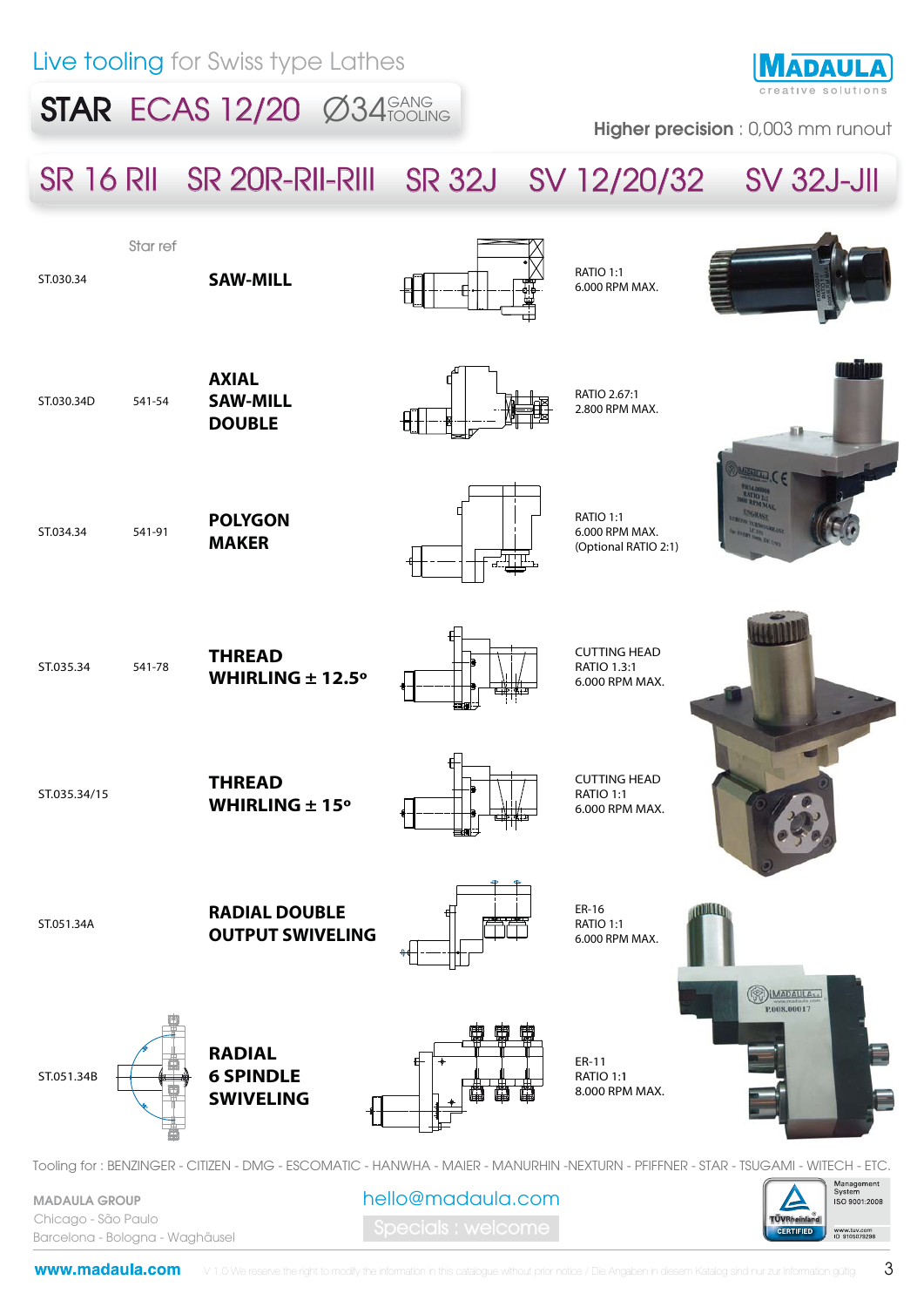Live tooling for Swiss type Lathes

# STAR ECAS 12/20 Ø34 GANG TOOLING

**Higher precision** : 0,003 mm runout

## SR 16 RII SR 20R-RII-RIII SR 32J SV 12/20/32 SV 32J-JII

| | Star ref | | |
|---|---|---|---|
| ST.030.34 | | **SAW-MILL** | RATIO 1:1<br>6.000 RPM MAX. |
| ST.030.34D | 541-54 | **AXIAL SAW-MILL DOUBLE** | RATIO 2.67:1<br>2.800 RPM MAX. |
| ST.034.34 | 541-91 | **POLYGON MAKER** | RATIO 1:1<br>6.000 RPM MAX.<br>(Optional RATIO 2:1) |
| ST.035.34 | 541-78 | **THREAD WHIRLING ± 12.5º** | CUTTING HEAD<br>RATIO 1.3:1<br>6.000 RPM MAX. |
| ST.035.34/15 | | **THREAD WHIRLING ± 15º** | CUTTING HEAD<br>RATIO 1:1<br>6.000 RPM MAX. |
| ST.051.34A | | **RADIAL DOUBLE OUTPUT SWIVELING** | ER-16<br>RATIO 1:1<br>6.000 RPM MAX. |
| ST.051.34B | | **RADIAL 6 SPINDLE SWIVELING** | ER-11<br>RATIO 1:1<br>8.000 RPM MAX. |

Tooling for : BENZINGER - CITIZEN - DMG - ESCOMATIC - HANWHA - MAIER - MANURHIN -NEXTURN - PFIFFNER - STAR - TSUGAMI - WITECH - ETC.

MADAULA GROUP
Chicago - São Paulo
Barcelona - Bologna - Waghäusel

hello@madaula.com
Specials : welcome

Management System ISO 9001:2008
TÜVRheinland CERTIFIED
www.tuv.com ID 9105079298

www.madaula.com

V 1.0 We reserve the right to modify the information in this catalogue without prior notice / Die Angaben in diesem Katalog sind nur zur Information gültig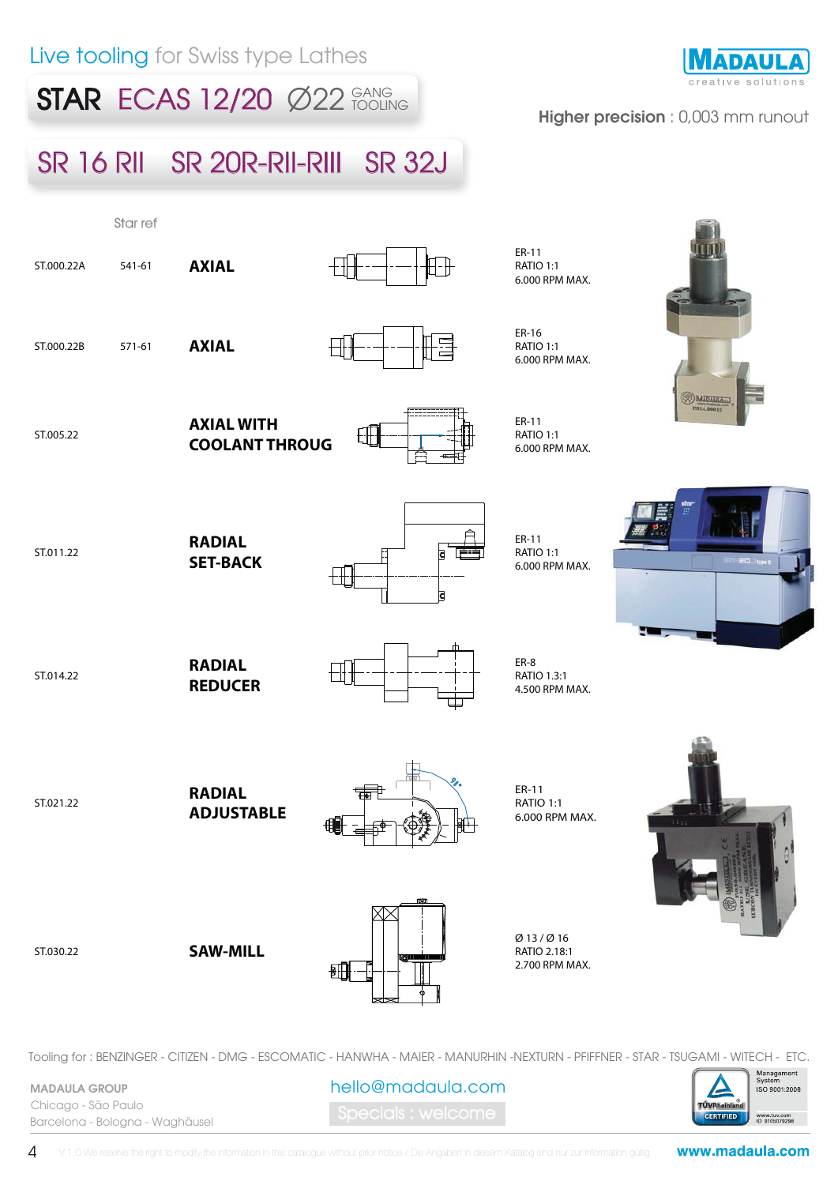Live tooling for Swiss type Lathes

# STAR ECAS 12/20 Ø22 GANG TOOLING

**Higher precision** : 0,003 mm runout

## SR 16 RII SR 20R-RII-RIII SR 32J

| | Star ref | | |
|---|---|---|---|
| ST.000.22A | 541-61 | **AXIAL** | ER-11 RATIO 1:1 6.000 RPM MAX. |
| ST.000.22B | 571-61 | **AXIAL** | ER-16 RATIO 1:1 6.000 RPM MAX. |
| ST.005.22 | | **AXIAL WITH COOLANT THROUG** | ER-11 RATIO 1:1 6.000 RPM MAX. |
| ST.011.22 | | **RADIAL SET-BACK** | ER-11 RATIO 1:1 6.000 RPM MAX. |
| ST.014.22 | | **RADIAL REDUCER** | ER-8 RATIO 1.3:1 4.500 RPM MAX. |
| ST.021.22 | | **RADIAL ADJUSTABLE** | ER-11 RATIO 1:1 6.000 RPM MAX. |
| ST.030.22 | | **SAW-MILL** | Ø 13 / Ø 16 RATIO 2.18:1 2.700 RPM MAX. |

Tooling for : BENZINGER - CITIZEN - DMG - ESCOMATIC - HANWHA - MAIER - MANURHIN -NEXTURN - PFIFFNER - STAR - TSUGAMI - WITECH - ETC.

MADAULA GROUP
Chicago - São Paulo
Barcelona - Bologna - Waghäusel

hello@madaula.com
Specials : welcome

V 1.0 We reserve the right to modify the information in this catalogue without prior notice / Die Angaben in diesem Katalog sind nur zur Information gültig

www.madaula.com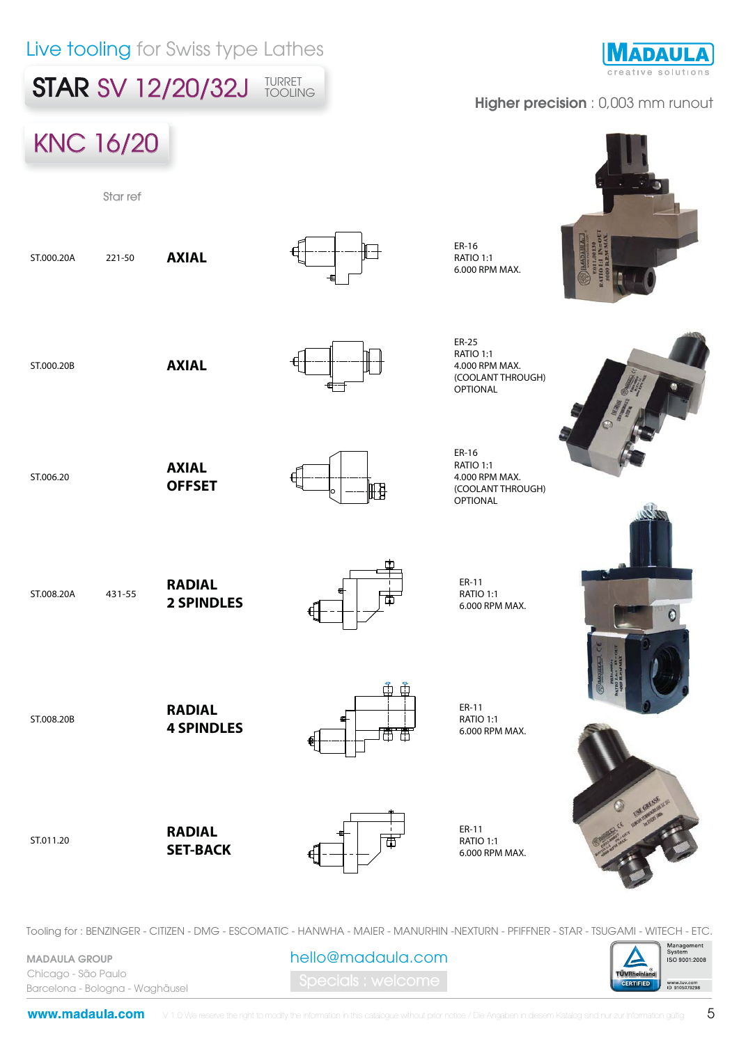# Live tooling for Swiss type Lathes

## STAR SV 12/20/32J TURRET TOOLING

**Higher precision** : 0,003 mm runout

## KNC 16/20

| | Star ref | | |
|---|---|---|---|
| ST.000.20A | 221-50 | **AXIAL** | ER-16<br>RATIO 1:1<br>6.000 RPM MAX. |
| ST.000.20B | | **AXIAL** | ER-25<br>RATIO 1:1<br>4.000 RPM MAX.<br>(COOLANT THROUGH)<br>OPTIONAL |
| ST.006.20 | | **AXIAL OFFSET** | ER-16<br>RATIO 1:1<br>4.000 RPM MAX.<br>(COOLANT THROUGH)<br>OPTIONAL |
| ST.008.20A | 431-55 | **RADIAL 2 SPINDLES** | ER-11<br>RATIO 1:1<br>6.000 RPM MAX. |
| ST.008.20B | | **RADIAL 4 SPINDLES** | ER-11<br>RATIO 1:1<br>6.000 RPM MAX. |
| ST.011.20 | | **RADIAL SET-BACK** | ER-11<br>RATIO 1:1<br>6.000 RPM MAX. |

Tooling for : BENZINGER - CITIZEN - DMG - ESCOMATIC - HANWHA - MAIER - MANURHIN -NEXTURN - PFIFFNER - STAR - TSUGAMI - WITECH - ETC.

MADAULA GROUP
Chicago - São Paulo
Barcelona - Bologna - Waghäusel

hello@madaula.com
Specials : welcome

www.madaula.com

V 1.0 We reserve the right to modify the information in this catalogue without prior notice / Die Angaben in diesem Katalog sind nur zur Information gültig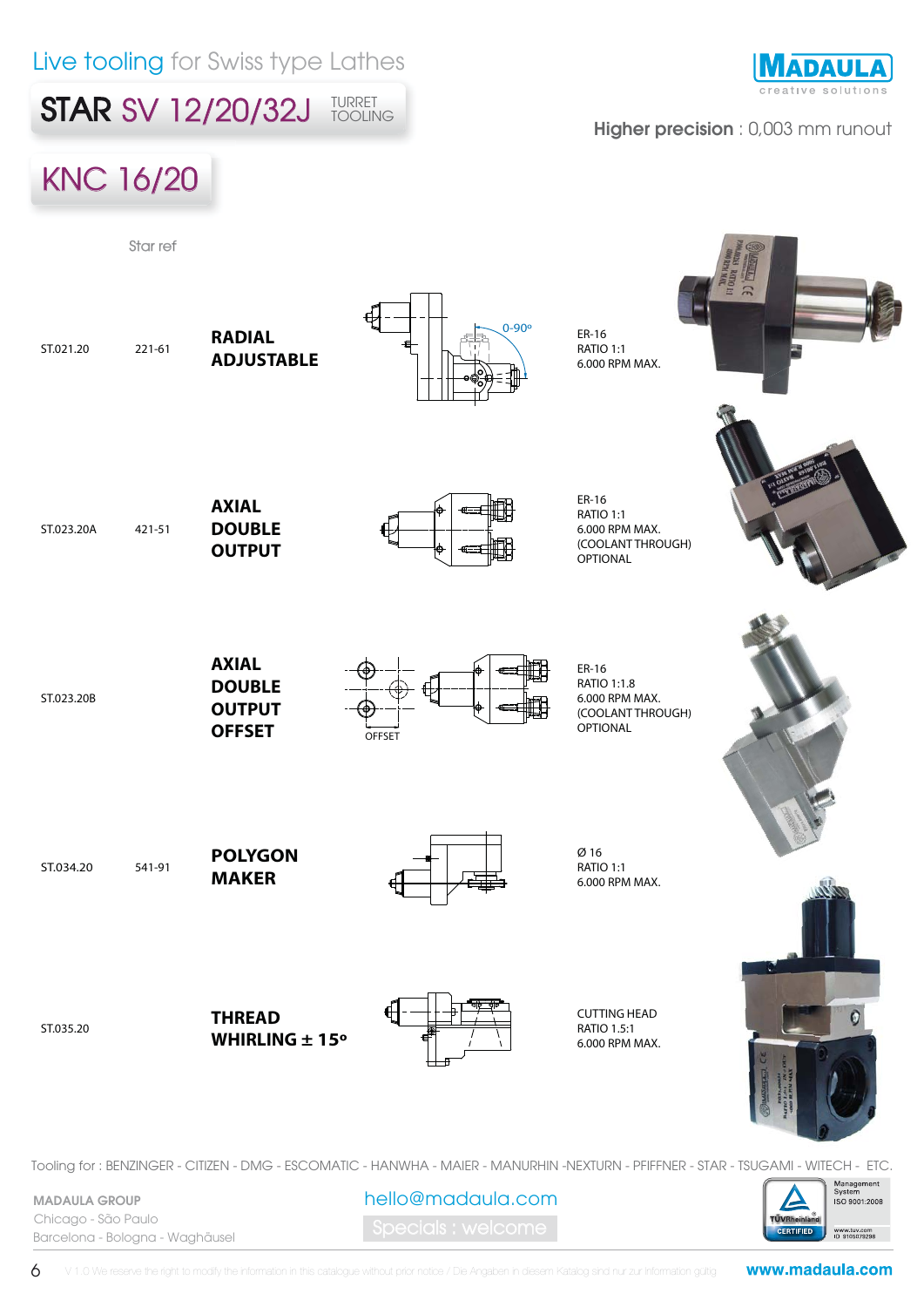Live tooling for Swiss type Lathes

# STAR SV 12/20/32J TURRET TOOLING

MADAULA creative solutions

**Higher precision** : 0,003 mm runout

## KNC 16/20

| | Star ref | | |
|---|---|---|---|
| ST.021.20 | 221-61 | **RADIAL ADJUSTABLE** (0-90º) | ER-16<br>RATIO 1:1<br>6.000 RPM MAX. |
| ST.023.20A | 421-51 | **AXIAL DOUBLE OUTPUT** | ER-16<br>RATIO 1:1<br>6.000 RPM MAX.<br>(COOLANT THROUGH) OPTIONAL |
| ST.023.20B | | **AXIAL DOUBLE OUTPUT OFFSET** (OFFSET) | ER-16<br>RATIO 1:1.8<br>6.000 RPM MAX.<br>(COOLANT THROUGH) OPTIONAL |
| ST.034.20 | 541-91 | **POLYGON MAKER** | Ø 16<br>RATIO 1:1<br>6.000 RPM MAX. |
| ST.035.20 | | **THREAD WHIRLING ± 15º** | CUTTING HEAD<br>RATIO 1.5:1<br>6.000 RPM MAX. |

Tooling for : BENZINGER - CITIZEN - DMG - ESCOMATIC - HANWHA - MAIER - MANURHIN -NEXTURN - PFIFFNER - STAR - TSUGAMI - WITECH - ETC.

MADAULA GROUP
Chicago - São Paulo
Barcelona - Bologna - Waghäusel

hello@madaula.com
Specials : welcome

Management System ISO 9001:2008
TÜVRheinland CERTIFIED
www.tuv.com ID 9105079298

V 1.0 We reserve the right to modify the information in this catalogue without prior notice / Die Angaben in diesem Katalog sind nur zur Information gültig

www.madaula.com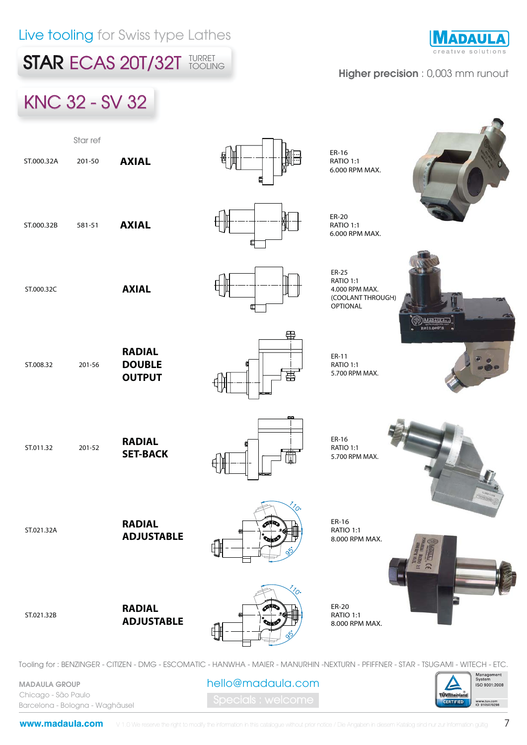# Live tooling for Swiss type Lathes

## STAR ECAS 20T/32T TURRET TOOLING

**MADAULA** creative solutions

**Higher precision** : 0,003 mm runout

## KNC 32 - SV 32

| | Star ref | | |
|---|---|---|---|
| ST.000.32A | 201-50 | **AXIAL** | ER-16<br>RATIO 1:1<br>6.000 RPM MAX. |
| ST.000.32B | 581-51 | **AXIAL** | ER-20<br>RATIO 1:1<br>6.000 RPM MAX. |
| ST.000.32C | | **AXIAL** | ER-25<br>RATIO 1:1<br>4.000 RPM MAX.<br>(COOLANT THROUGH)<br>OPTIONAL |
| ST.008.32 | 201-56 | **RADIAL DOUBLE OUTPUT** | ER-11<br>RATIO 1:1<br>5.700 RPM MAX. |
| ST.011.32 | 201-52 | **RADIAL SET-BACK** | ER-16<br>RATIO 1:1<br>5.700 RPM MAX. |
| ST.021.32A | | **RADIAL ADJUSTABLE** | ER-16<br>RATIO 1:1<br>8.000 RPM MAX. |
| ST.021.32B | | **RADIAL ADJUSTABLE** | ER-20<br>RATIO 1:1<br>8.000 RPM MAX. |

Tooling for : BENZINGER - CITIZEN - DMG - ESCOMATIC - HANWHA - MAIER - MANURHIN -NEXTURN - PFIFFNER - STAR - TSUGAMI - WITECH - ETC.

MADAULA GROUP
Chicago - São Paulo
Barcelona - Bologna - Waghäusel

hello@madaula.com

Specials : welcome

TÜVRheinland CERTIFIED — Management System ISO 9001:2008 — www.tuv.com ID 9105079298

**www.madaula.com** V 1.0 We reserve the right to modify the information in this catalogue without prior notice / Die Angaben in diesem Katalog sind nur zur Information gültig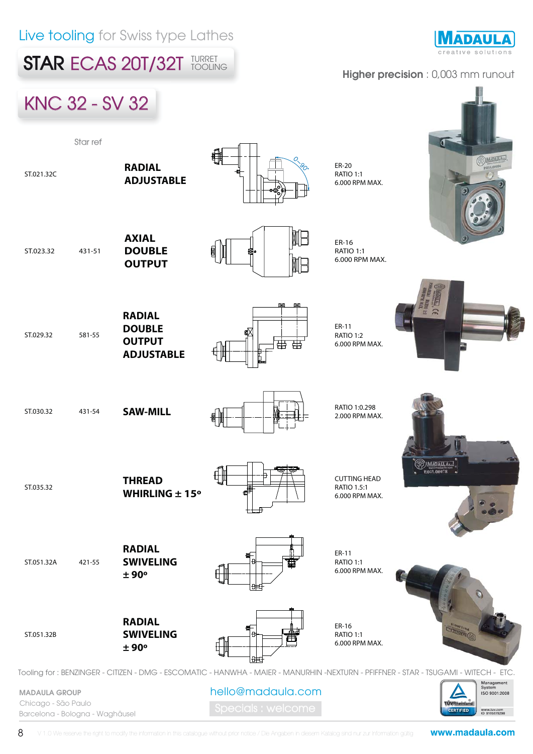# Live tooling for Swiss type Lathes

## STAR ECAS 20T/32T TURRET TOOLING

MADAULA
creative solutions

**Higher precision** : 0,003 mm runout

## KNC 32 - SV 32

| | Star ref | | | |
|---|---|---|---|---|
| ST.021.32C | | **RADIAL ADJUSTABLE** | 0 - 90° | ER-20<br>RATIO 1:1<br>6.000 RPM MAX. |
| ST.023.32 | 431-51 | **AXIAL DOUBLE OUTPUT** | | ER-16<br>RATIO 1:1<br>6.000 RPM MAX. |
| ST.029.32 | 581-55 | **RADIAL DOUBLE OUTPUT ADJUSTABLE** | | ER-11<br>RATIO 1:2<br>6.000 RPM MAX. |
| ST.030.32 | 431-54 | **SAW-MILL** | | RATIO 1:0.298<br>2.000 RPM MAX. |
| ST.035.32 | | **THREAD WHIRLING ± 15º** | | CUTTING HEAD<br>RATIO 1.5:1<br>6.000 RPM MAX. |
| ST.051.32A | 421-55 | **RADIAL SWIVELING ± 90º** | | ER-11<br>RATIO 1:1<br>6.000 RPM MAX. |
| ST.051.32B | | **RADIAL SWIVELING ± 90º** | | ER-16<br>RATIO 1:1<br>6.000 RPM MAX. |

Tooling for : BENZINGER - CITIZEN - DMG - ESCOMATIC - HANWHA - MAIER - MANURHIN -NEXTURN - PFIFFNER - STAR - TSUGAMI - WITECH - ETC.

MADAULA GROUP
Chicago - São Paulo
Barcelona - Bologna - Waghäusel

hello@madaula.com
Specials : welcome

Management System ISO 9001:2008
TÜVRheinland CERTIFIED
www.tuv.com ID 9105079298

V 1.0 We reserve the right to modify the information in this catalogue without prior notice / Die Angaben in diesem Katalog sind nur zur Information gültig

www.madaula.com